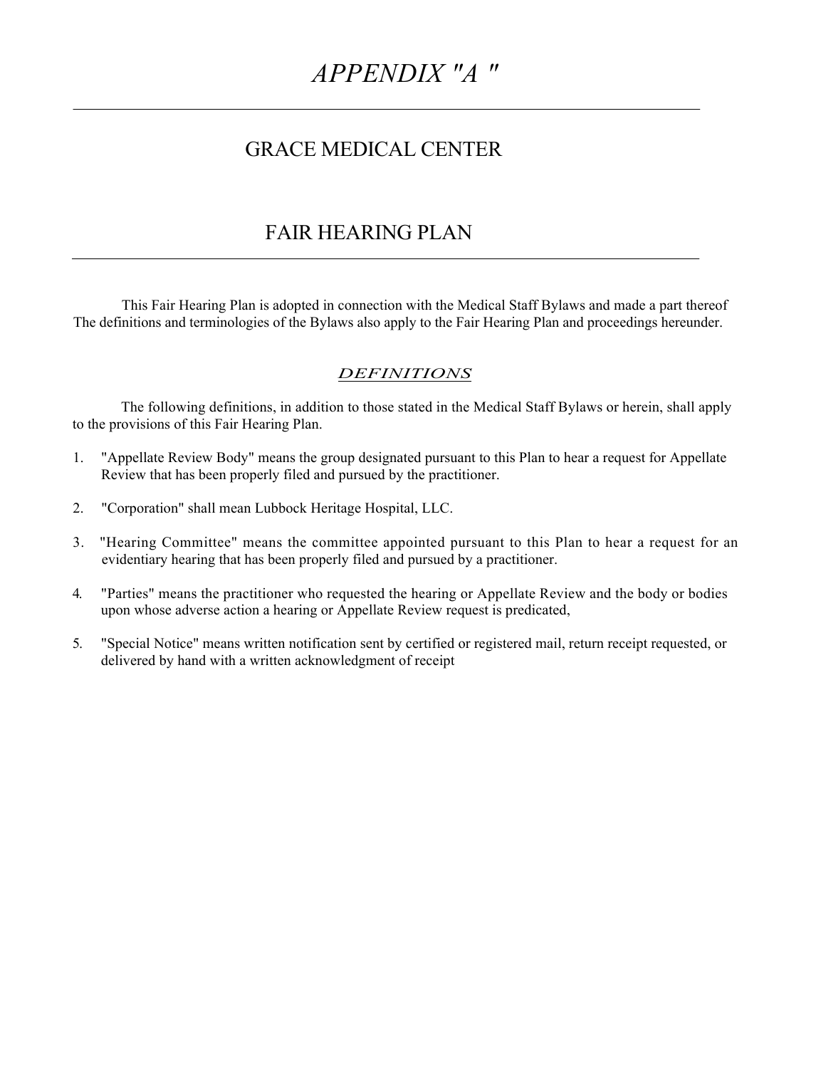# *APPENDIX "A "*

## GRACE MEDICAL CENTER

## FAIR HEARING PLAN

This Fair Hearing Plan is adopted in connection with the Medical Staff Bylaws and made a part thereof The definitions and terminologies of the Bylaws also apply to the Fair Hearing Plan and proceedings hereunder.

### *DEFINITIONS*

The following definitions, in addition to those stated in the Medical Staff Bylaws or herein, shall apply to the provisions of this Fair Hearing Plan.

1. "Appellate Review Body" means the group designated pursuant to this Plan to hear a request for Appellate Review that has been properly filed and pursued by the practitioner.

2. "Corporation" shall mean Lubbock Heritage Hospital, LLC.

3. "Hearing Committee" means the committee appointed pursuant to this Plan to hear a request for an evidentiary hearing that has been properly filed and pursued by a practitioner.

4. "Parties" means the practitioner who requested the hearing or Appellate Review and the body or bodies upon whose adverse action a hearing or Appellate Review request is predicated,

5. "Special Notice" means written notification sent by certified or registered mail, return receipt requested, or delivered by hand with a written acknowledgment of receipt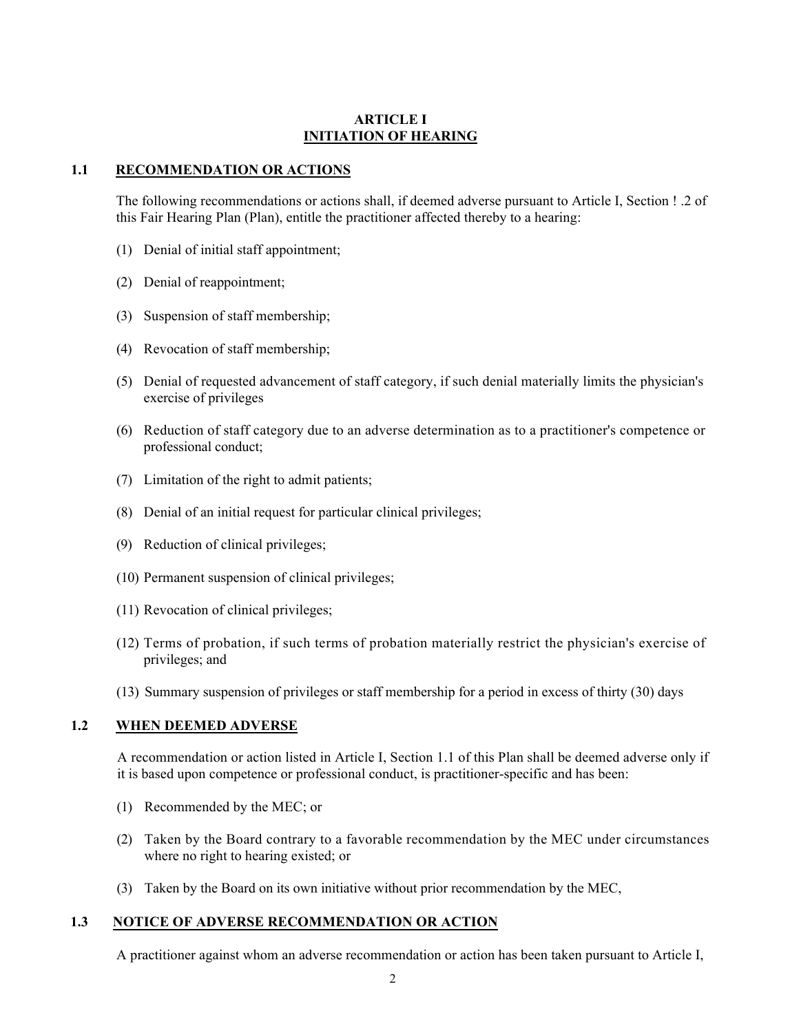# ARTICLE I
## INITIATION OF HEARING

### 1.1 RECOMMENDATION OR ACTIONS

The following recommendations or actions shall, if deemed adverse pursuant to Article I, Section ! .2 of this Fair Hearing Plan (Plan), entitle the practitioner affected thereby to a hearing:

(1) Denial of initial staff appointment;

(2) Denial of reappointment;

(3) Suspension of staff membership;

(4) Revocation of staff membership;

(5) Denial of requested advancement of staff category, if such denial materially limits the physician's exercise of privileges

(6) Reduction of staff category due to an adverse determination as to a practitioner's competence or professional conduct;

(7) Limitation of the right to admit patients;

(8) Denial of an initial request for particular clinical privileges;

(9) Reduction of clinical privileges;

(10) Permanent suspension of clinical privileges;

(11) Revocation of clinical privileges;

(12) Terms of probation, if such terms of probation materially restrict the physician's exercise of privileges; and

(13) Summary suspension of privileges or staff membership for a period in excess of thirty (30) days

### 1.2 WHEN DEEMED ADVERSE

A recommendation or action listed in Article I, Section 1.1 of this Plan shall be deemed adverse only if it is based upon competence or professional conduct, is practitioner-specific and has been:

(1) Recommended by the MEC; or

(2) Taken by the Board contrary to a favorable recommendation by the MEC under circumstances where no right to hearing existed; or

(3) Taken by the Board on its own initiative without prior recommendation by the MEC,

### 1.3 NOTICE OF ADVERSE RECOMMENDATION OR ACTION

A practitioner against whom an adverse recommendation or action has been taken pursuant to Article I,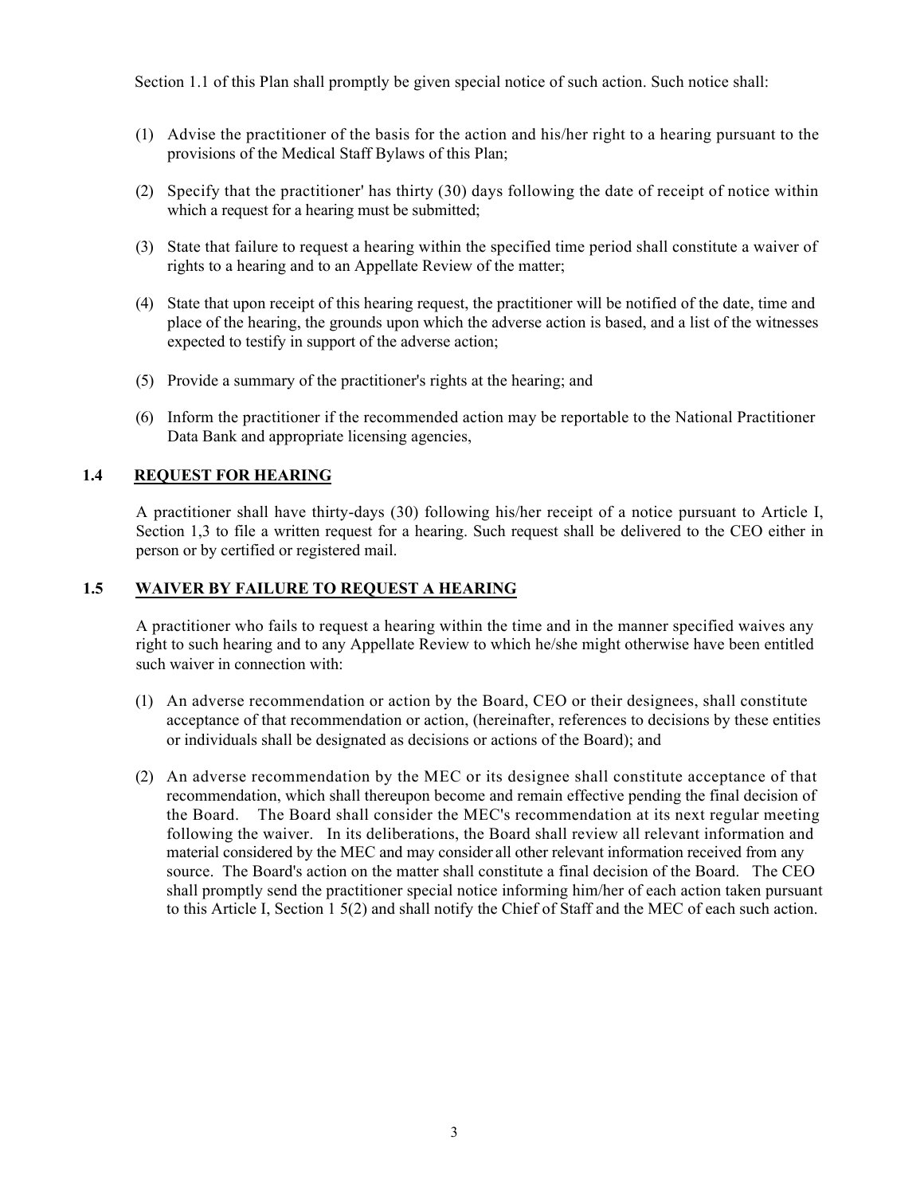Section 1.1 of this Plan shall promptly be given special notice of such action. Such notice shall:

(1) Advise the practitioner of the basis for the action and his/her right to a hearing pursuant to the provisions of the Medical Staff Bylaws of this Plan;

(2) Specify that the practitioner' has thirty (30) days following the date of receipt of notice within which a request for a hearing must be submitted;

(3) State that failure to request a hearing within the specified time period shall constitute a waiver of rights to a hearing and to an Appellate Review of the matter;

(4) State that upon receipt of this hearing request, the practitioner will be notified of the date, time and place of the hearing, the grounds upon which the adverse action is based, and a list of the witnesses expected to testify in support of the adverse action;

(5) Provide a summary of the practitioner's rights at the hearing; and

(6) Inform the practitioner if the recommended action may be reportable to the National Practitioner Data Bank and appropriate licensing agencies,

### 1.4 REQUEST FOR HEARING

A practitioner shall have thirty-days (30) following his/her receipt of a notice pursuant to Article I, Section 1,3 to file a written request for a hearing. Such request shall be delivered to the CEO either in person or by certified or registered mail.

### 1.5 WAIVER BY FAILURE TO REQUEST A HEARING

A practitioner who fails to request a hearing within the time and in the manner specified waives any right to such hearing and to any Appellate Review to which he/she might otherwise have been entitled such waiver in connection with:

(1) An adverse recommendation or action by the Board, CEO or their designees, shall constitute acceptance of that recommendation or action, (hereinafter, references to decisions by these entities or individuals shall be designated as decisions or actions of the Board); and

(2) An adverse recommendation by the MEC or its designee shall constitute acceptance of that recommendation, which shall thereupon become and remain effective pending the final decision of the Board. The Board shall consider the MEC's recommendation at its next regular meeting following the waiver. In its deliberations, the Board shall review all relevant information and material considered by the MEC and may consider all other relevant information received from any source. The Board's action on the matter shall constitute a final decision of the Board. The CEO shall promptly send the practitioner special notice informing him/her of each action taken pursuant to this Article I, Section 1 5(2) and shall notify the Chief of Staff and the MEC of each such action.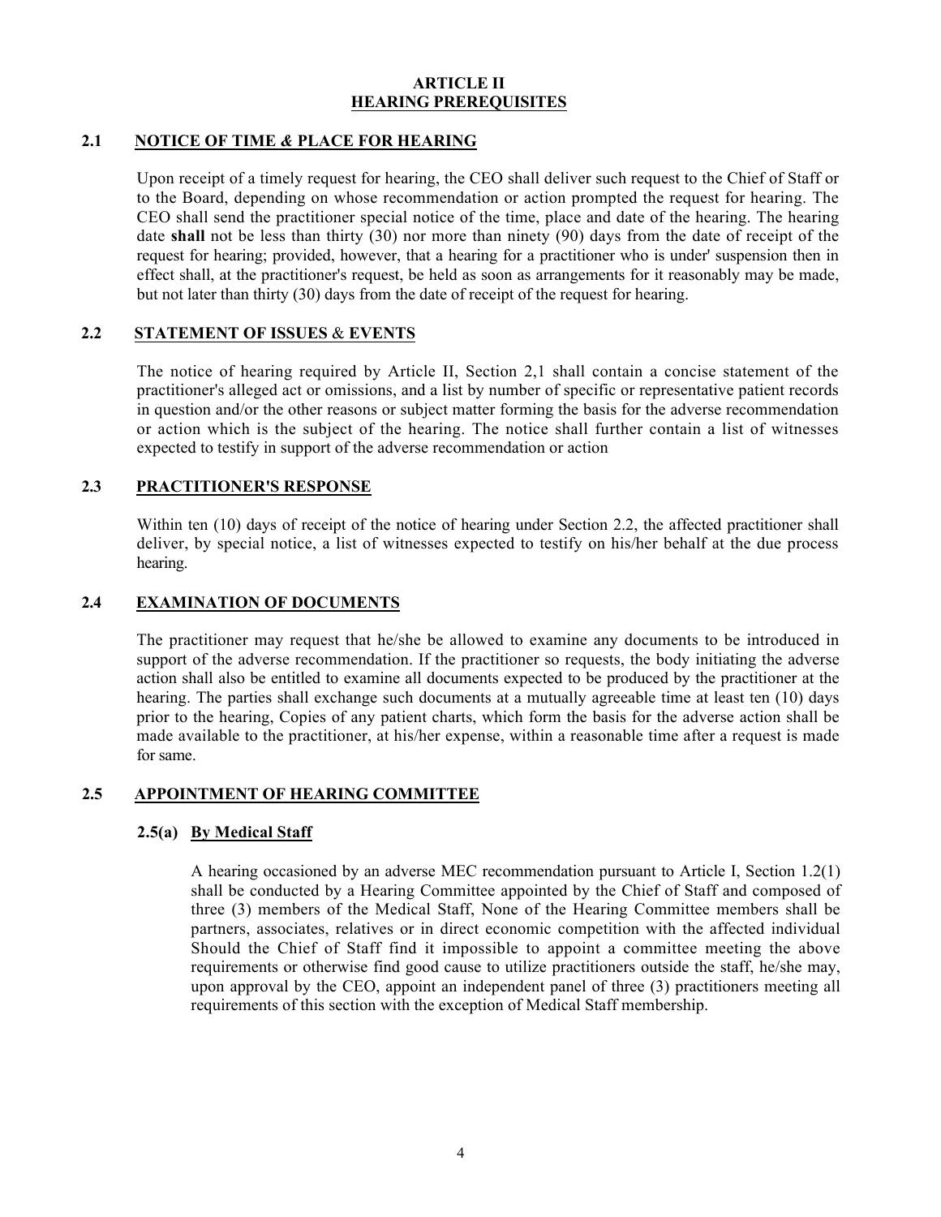# ARTICLE II
# HEARING PREREQUISITES

## 2.1 NOTICE OF TIME & PLACE FOR HEARING

Upon receipt of a timely request for hearing, the CEO shall deliver such request to the Chief of Staff or to the Board, depending on whose recommendation or action prompted the request for hearing. The CEO shall send the practitioner special notice of the time, place and date of the hearing. The hearing date **shall** not be less than thirty (30) nor more than ninety (90) days from the date of receipt of the request for hearing; provided, however, that a hearing for a practitioner who is under' suspension then in effect shall, at the practitioner's request, be held as soon as arrangements for it reasonably may be made, but not later than thirty (30) days from the date of receipt of the request for hearing.

## 2.2 STATEMENT OF ISSUES & EVENTS

The notice of hearing required by Article II, Section 2,1 shall contain a concise statement of the practitioner's alleged act or omissions, and a list by number of specific or representative patient records in question and/or the other reasons or subject matter forming the basis for the adverse recommendation or action which is the subject of the hearing. The notice shall further contain a list of witnesses expected to testify in support of the adverse recommendation or action

## 2.3 PRACTITIONER'S RESPONSE

Within ten (10) days of receipt of the notice of hearing under Section 2.2, the affected practitioner shall deliver, by special notice, a list of witnesses expected to testify on his/her behalf at the due process hearing.

## 2.4 EXAMINATION OF DOCUMENTS

The practitioner may request that he/she be allowed to examine any documents to be introduced in support of the adverse recommendation. If the practitioner so requests, the body initiating the adverse action shall also be entitled to examine all documents expected to be produced by the practitioner at the hearing. The parties shall exchange such documents at a mutually agreeable time at least ten (10) days prior to the hearing, Copies of any patient charts, which form the basis for the adverse action shall be made available to the practitioner, at his/her expense, within a reasonable time after a request is made for same.

## 2.5 APPOINTMENT OF HEARING COMMITTEE

### 2.5(a) By Medical Staff

A hearing occasioned by an adverse MEC recommendation pursuant to Article I, Section 1.2(1) shall be conducted by a Hearing Committee appointed by the Chief of Staff and composed of three (3) members of the Medical Staff, None of the Hearing Committee members shall be partners, associates, relatives or in direct economic competition with the affected individual Should the Chief of Staff find it impossible to appoint a committee meeting the above requirements or otherwise find good cause to utilize practitioners outside the staff, he/she may, upon approval by the CEO, appoint an independent panel of three (3) practitioners meeting all requirements of this section with the exception of Medical Staff membership.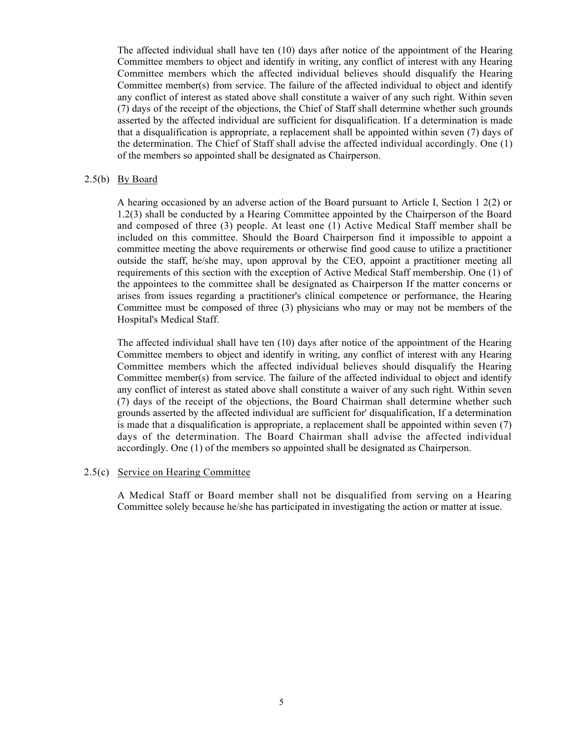The affected individual shall have ten (10) days after notice of the appointment of the Hearing Committee members to object and identify in writing, any conflict of interest with any Hearing Committee members which the affected individual believes should disqualify the Hearing Committee member(s) from service. The failure of the affected individual to object and identify any conflict of interest as stated above shall constitute a waiver of any such right. Within seven (7) days of the receipt of the objections, the Chief of Staff shall determine whether such grounds asserted by the affected individual are sufficient for disqualification. If a determination is made that a disqualification is appropriate, a replacement shall be appointed within seven (7) days of the determination. The Chief of Staff shall advise the affected individual accordingly. One (1) of the members so appointed shall be designated as Chairperson.

2.5(b) By Board

A hearing occasioned by an adverse action of the Board pursuant to Article I, Section 1 2(2) or 1.2(3) shall be conducted by a Hearing Committee appointed by the Chairperson of the Board and composed of three (3) people. At least one (1) Active Medical Staff member shall be included on this committee. Should the Board Chairperson find it impossible to appoint a committee meeting the above requirements or otherwise find good cause to utilize a practitioner outside the staff, he/she may, upon approval by the CEO, appoint a practitioner meeting all requirements of this section with the exception of Active Medical Staff membership. One (1) of the appointees to the committee shall be designated as Chairperson If the matter concerns or arises from issues regarding a practitioner's clinical competence or performance, the Hearing Committee must be composed of three (3) physicians who may or may not be members of the Hospital's Medical Staff.

The affected individual shall have ten (10) days after notice of the appointment of the Hearing Committee members to object and identify in writing, any conflict of interest with any Hearing Committee members which the affected individual believes should disqualify the Hearing Committee member(s) from service. The failure of the affected individual to object and identify any conflict of interest as stated above shall constitute a waiver of any such right. Within seven (7) days of the receipt of the objections, the Board Chairman shall determine whether such grounds asserted by the affected individual are sufficient for' disqualification, If a determination is made that a disqualification is appropriate, a replacement shall be appointed within seven (7) days of the determination. The Board Chairman shall advise the affected individual accordingly. One (1) of the members so appointed shall be designated as Chairperson.

2.5(c) Service on Hearing Committee

A Medical Staff or Board member shall not be disqualified from serving on a Hearing Committee solely because he/she has participated in investigating the action or matter at issue.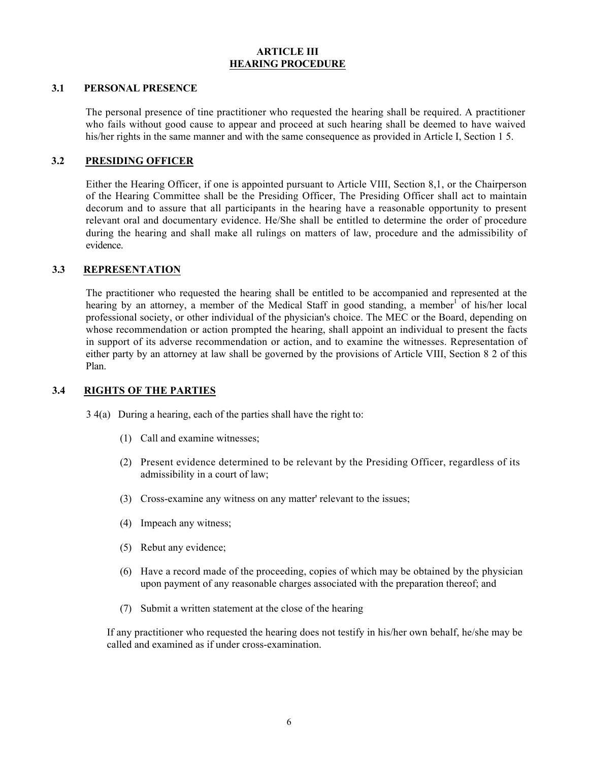# ARTICLE III
## HEARING PROCEDURE

### 3.1 PERSONAL PRESENCE

The personal presence of tine practitioner who requested the hearing shall be required. A practitioner who fails without good cause to appear and proceed at such hearing shall be deemed to have waived his/her rights in the same manner and with the same consequence as provided in Article I, Section 1 5.

### 3.2 PRESIDING OFFICER

Either the Hearing Officer, if one is appointed pursuant to Article VIII, Section 8,1, or the Chairperson of the Hearing Committee shall be the Presiding Officer, The Presiding Officer shall act to maintain decorum and to assure that all participants in the hearing have a reasonable opportunity to present relevant oral and documentary evidence. He/She shall be entitled to determine the order of procedure during the hearing and shall make all rulings on matters of law, procedure and the admissibility of evidence.

### 3.3 REPRESENTATION

The practitioner who requested the hearing shall be entitled to be accompanied and represented at the hearing by an attorney, a member of the Medical Staff in good standing, a member[1] of his/her local professional society, or other individual of the physician's choice. The MEC or the Board, depending on whose recommendation or action prompted the hearing, shall appoint an individual to present the facts in support of its adverse recommendation or action, and to examine the witnesses. Representation of either party by an attorney at law shall be governed by the provisions of Article VIII, Section 8 2 of this Plan.

### 3.4 RIGHTS OF THE PARTIES

3 4(a) During a hearing, each of the parties shall have the right to:

(1) Call and examine witnesses;

(2) Present evidence determined to be relevant by the Presiding Officer, regardless of its admissibility in a court of law;

(3) Cross-examine any witness on any matter' relevant to the issues;

(4) Impeach any witness;

(5) Rebut any evidence;

(6) Have a record made of the proceeding, copies of which may be obtained by the physician upon payment of any reasonable charges associated with the preparation thereof; and

(7) Submit a written statement at the close of the hearing

If any practitioner who requested the hearing does not testify in his/her own behalf, he/she may be called and examined as if under cross-examination.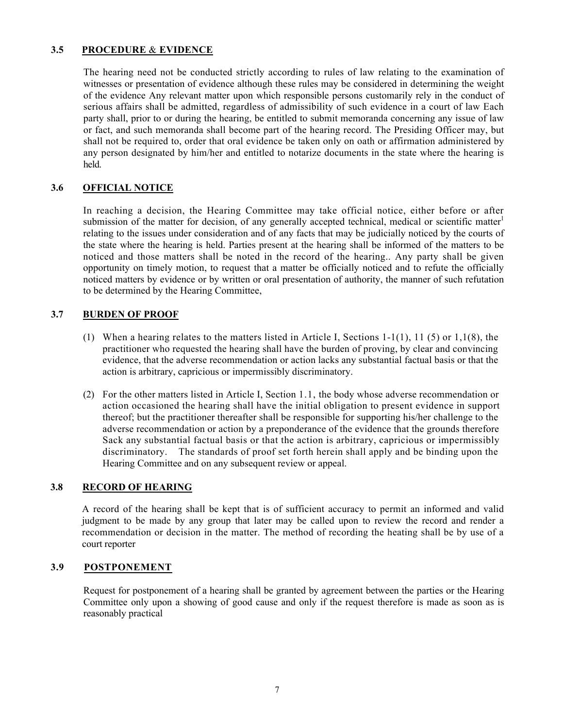### 3.5 PROCEDURE & EVIDENCE

The hearing need not be conducted strictly according to rules of law relating to the examination of witnesses or presentation of evidence although these rules may be considered in determining the weight of the evidence Any relevant matter upon which responsible persons customarily rely in the conduct of serious affairs shall be admitted, regardless of admissibility of such evidence in a court of law Each party shall, prior to or during the hearing, be entitled to submit memoranda concerning any issue of law or fact, and such memoranda shall become part of the hearing record. The Presiding Officer may, but shall not be required to, order that oral evidence be taken only on oath or affirmation administered by any person designated by him/her and entitled to notarize documents in the state where the hearing is held.

### 3.6 OFFICIAL NOTICE

In reaching a decision, the Hearing Committee may take official notice, either before or after submission of the matter for decision, of any generally accepted technical, medical or scientific matter[1] relating to the issues under consideration and of any facts that may be judicially noticed by the courts of the state where the hearing is held. Parties present at the hearing shall be informed of the matters to be noticed and those matters shall be noted in the record of the hearing.. Any party shall be given opportunity on timely motion, to request that a matter be officially noticed and to refute the officially noticed matters by evidence or by written or oral presentation of authority, the manner of such refutation to be determined by the Hearing Committee,

### 3.7 BURDEN OF PROOF

(1) When a hearing relates to the matters listed in Article I, Sections 1-1(1), 11 (5) or 1,1(8), the practitioner who requested the hearing shall have the burden of proving, by clear and convincing evidence, that the adverse recommendation or action lacks any substantial factual basis or that the action is arbitrary, capricious or impermissibly discriminatory.

(2) For the other matters listed in Article I, Section 1.1, the body whose adverse recommendation or action occasioned the hearing shall have the initial obligation to present evidence in support thereof; but the practitioner thereafter shall be responsible for supporting his/her challenge to the adverse recommendation or action by a preponderance of the evidence that the grounds therefore Sack any substantial factual basis or that the action is arbitrary, capricious or impermissibly discriminatory. The standards of proof set forth herein shall apply and be binding upon the Hearing Committee and on any subsequent review or appeal.

### 3.8 RECORD OF HEARING

A record of the hearing shall be kept that is of sufficient accuracy to permit an informed and valid judgment to be made by any group that later may be called upon to review the record and render a recommendation or decision in the matter. The method of recording the heating shall be by use of a court reporter

### 3.9 POSTPONEMENT

Request for postponement of a hearing shall be granted by agreement between the parties or the Hearing Committee only upon a showing of good cause and only if the request therefore is made as soon as is reasonably practical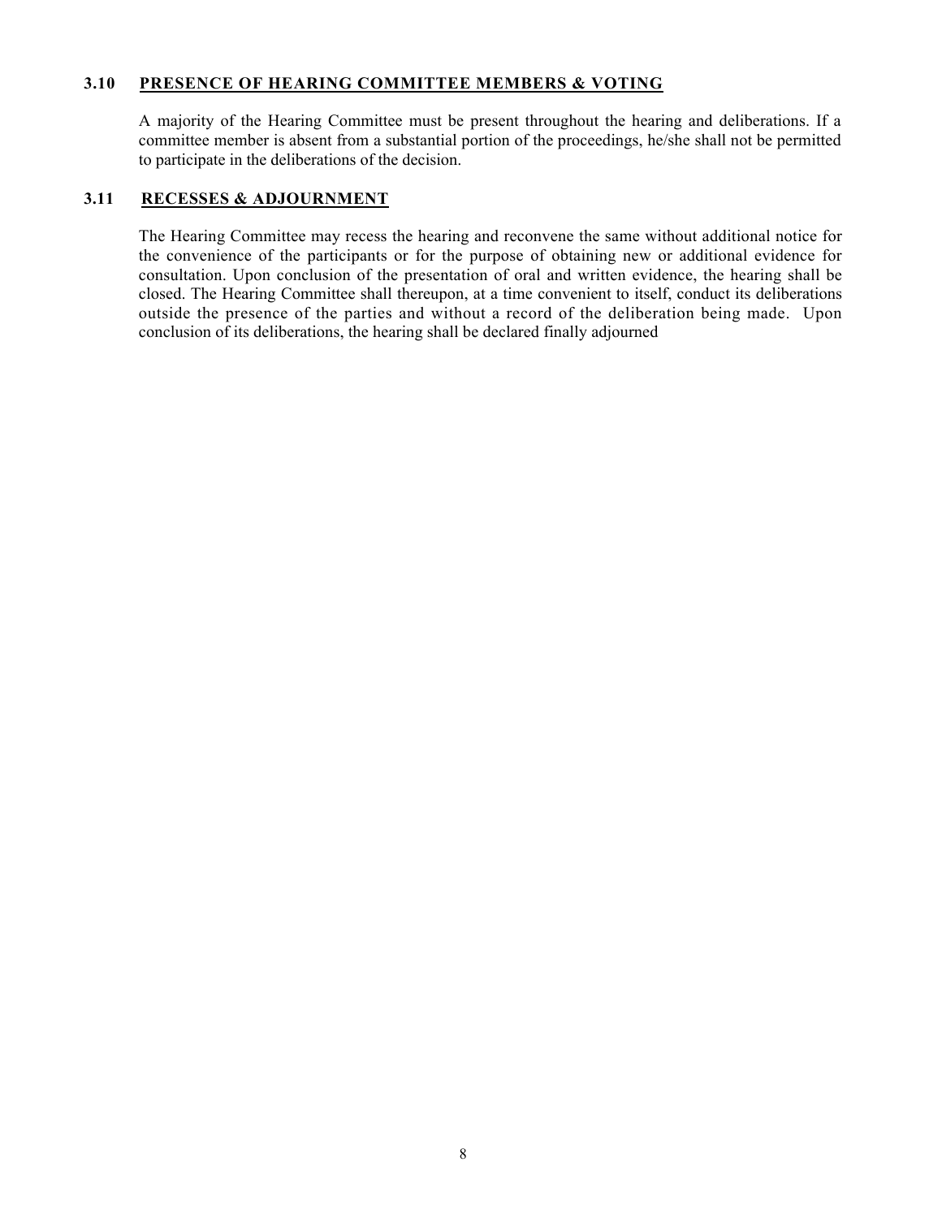### 3.10 **PRESENCE OF HEARING COMMITTEE MEMBERS & VOTING**

A majority of the Hearing Committee must be present throughout the hearing and deliberations. If a committee member is absent from a substantial portion of the proceedings, he/she shall not be permitted to participate in the deliberations of the decision.

### 3.11 **RECESSES & ADJOURNMENT**

The Hearing Committee may recess the hearing and reconvene the same without additional notice for the convenience of the participants or for the purpose of obtaining new or additional evidence for consultation. Upon conclusion of the presentation of oral and written evidence, the hearing shall be closed. The Hearing Committee shall thereupon, at a time convenient to itself, conduct its deliberations outside the presence of the parties and without a record of the deliberation being made. Upon conclusion of its deliberations, the hearing shall be declared finally adjourned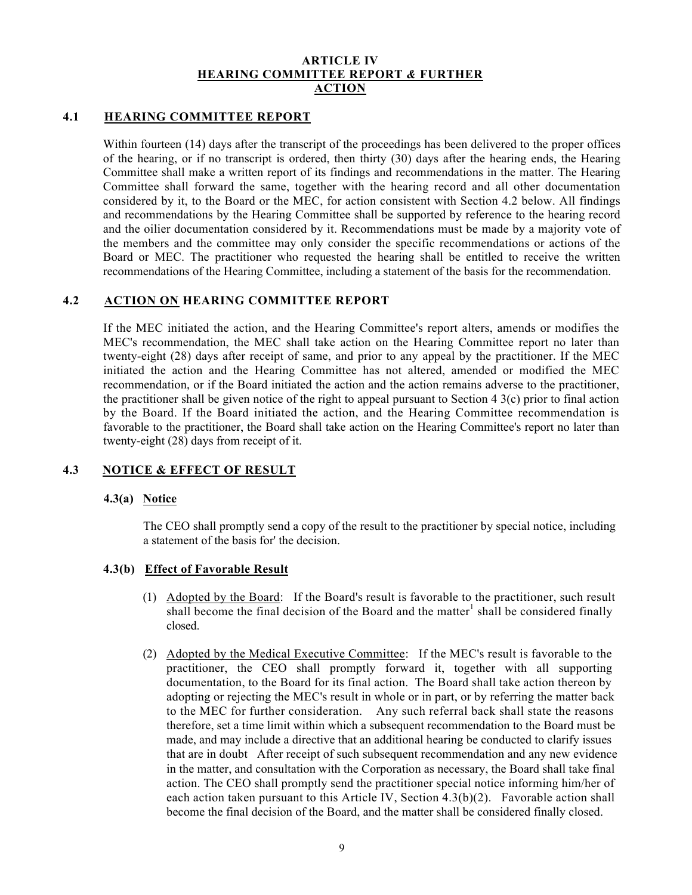# ARTICLE IV
# HEARING COMMITTEE REPORT & FURTHER ACTION

## 4.1 HEARING COMMITTEE REPORT

Within fourteen (14) days after the transcript of the proceedings has been delivered to the proper offices of the hearing, or if no transcript is ordered, then thirty (30) days after the hearing ends, the Hearing Committee shall make a written report of its findings and recommendations in the matter. The Hearing Committee shall forward the same, together with the hearing record and all other documentation considered by it, to the Board or the MEC, for action consistent with Section 4.2 below. All findings and recommendations by the Hearing Committee shall be supported by reference to the hearing record and the oilier documentation considered by it. Recommendations must be made by a majority vote of the members and the committee may only consider the specific recommendations or actions of the Board or MEC. The practitioner who requested the hearing shall be entitled to receive the written recommendations of the Hearing Committee, including a statement of the basis for the recommendation.

## 4.2 ACTION ON HEARING COMMITTEE REPORT

If the MEC initiated the action, and the Hearing Committee's report alters, amends or modifies the MEC's recommendation, the MEC shall take action on the Hearing Committee report no later than twenty-eight (28) days after receipt of same, and prior to any appeal by the practitioner. If the MEC initiated the action and the Hearing Committee has not altered, amended or modified the MEC recommendation, or if the Board initiated the action and the action remains adverse to the practitioner, the practitioner shall be given notice of the right to appeal pursuant to Section 4 3(c) prior to final action by the Board. If the Board initiated the action, and the Hearing Committee recommendation is favorable to the practitioner, the Board shall take action on the Hearing Committee's report no later than twenty-eight (28) days from receipt of it.

## 4.3 NOTICE & EFFECT OF RESULT

### 4.3(a) Notice

The CEO shall promptly send a copy of the result to the practitioner by special notice, including a statement of the basis for' the decision.

### 4.3(b) Effect of Favorable Result

(1) Adopted by the Board: If the Board's result is favorable to the practitioner, such result shall become the final decision of the Board and the matter[1] shall be considered finally closed.

(2) Adopted by the Medical Executive Committee: If the MEC's result is favorable to the practitioner, the CEO shall promptly forward it, together with all supporting documentation, to the Board for its final action. The Board shall take action thereon by adopting or rejecting the MEC's result in whole or in part, or by referring the matter back to the MEC for further consideration. Any such referral back shall state the reasons therefore, set a time limit within which a subsequent recommendation to the Board must be made, and may include a directive that an additional hearing be conducted to clarify issues that are in doubt After receipt of such subsequent recommendation and any new evidence in the matter, and consultation with the Corporation as necessary, the Board shall take final action. The CEO shall promptly send the practitioner special notice informing him/her of each action taken pursuant to this Article IV, Section 4.3(b)(2). Favorable action shall become the final decision of the Board, and the matter shall be considered finally closed.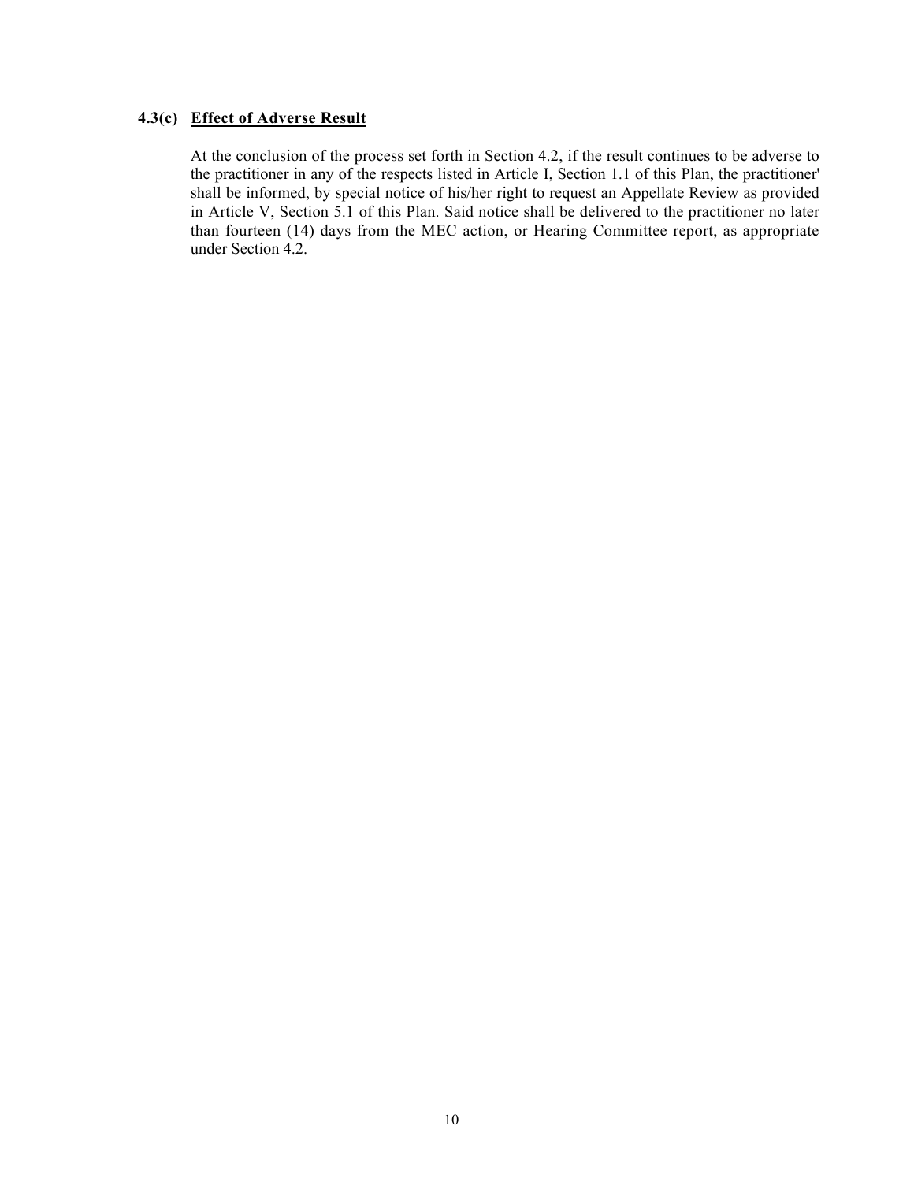### 4.3(c) <u>Effect of Adverse Result</u>

At the conclusion of the process set forth in Section 4.2, if the result continues to be adverse to the practitioner in any of the respects listed in Article I, Section 1.1 of this Plan, the practitioner' shall be informed, by special notice of his/her right to request an Appellate Review as provided in Article V, Section 5.1 of this Plan. Said notice shall be delivered to the practitioner no later than fourteen (14) days from the MEC action, or Hearing Committee report, as appropriate under Section 4.2.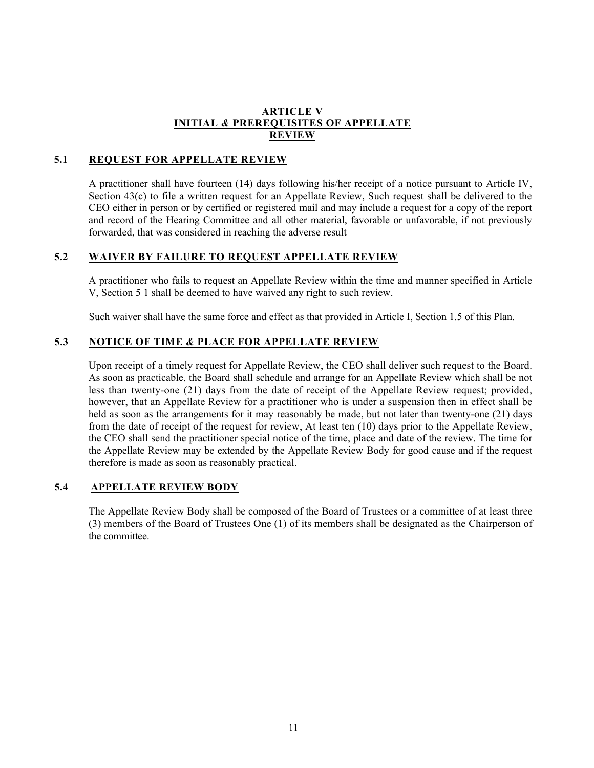# ARTICLE V
# INITIAL & PREREQUISITES OF APPELLATE REVIEW

## 5.1 REQUEST FOR APPELLATE REVIEW

A practitioner shall have fourteen (14) days following his/her receipt of a notice pursuant to Article IV, Section 43(c) to file a written request for an Appellate Review, Such request shall be delivered to the CEO either in person or by certified or registered mail and may include a request for a copy of the report and record of the Hearing Committee and all other material, favorable or unfavorable, if not previously forwarded, that was considered in reaching the adverse result

## 5.2 WAIVER BY FAILURE TO REQUEST APPELLATE REVIEW

A practitioner who fails to request an Appellate Review within the time and manner specified in Article V, Section 5 1 shall be deemed to have waived any right to such review.

Such waiver shall have the same force and effect as that provided in Article I, Section 1.5 of this Plan.

## 5.3 NOTICE OF TIME & PLACE FOR APPELLATE REVIEW

Upon receipt of a timely request for Appellate Review, the CEO shall deliver such request to the Board. As soon as practicable, the Board shall schedule and arrange for an Appellate Review which shall be not less than twenty-one (21) days from the date of receipt of the Appellate Review request; provided, however, that an Appellate Review for a practitioner who is under a suspension then in effect shall be held as soon as the arrangements for it may reasonably be made, but not later than twenty-one (21) days from the date of receipt of the request for review, At least ten (10) days prior to the Appellate Review, the CEO shall send the practitioner special notice of the time, place and date of the review. The time for the Appellate Review may be extended by the Appellate Review Body for good cause and if the request therefore is made as soon as reasonably practical.

## 5.4 APPELLATE REVIEW BODY

The Appellate Review Body shall be composed of the Board of Trustees or a committee of at least three (3) members of the Board of Trustees One (1) of its members shall be designated as the Chairperson of the committee.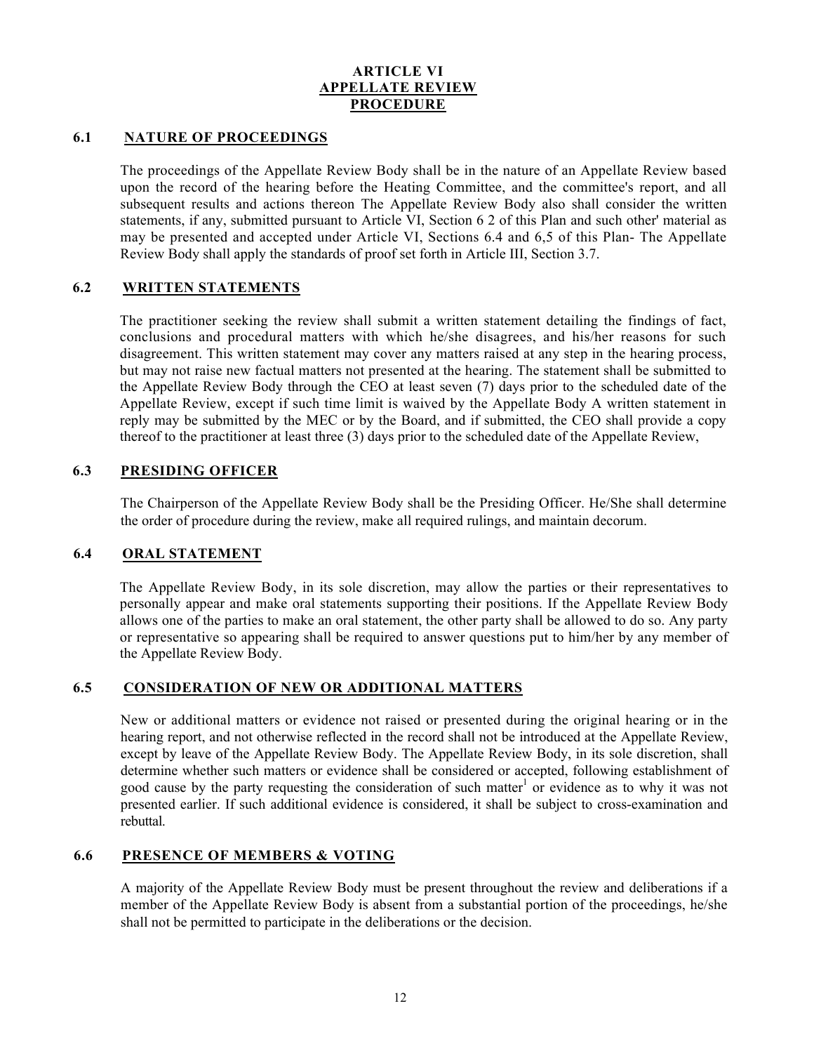# ARTICLE VI
## APPELLATE REVIEW
## PROCEDURE

### 6.1 NATURE OF PROCEEDINGS

The proceedings of the Appellate Review Body shall be in the nature of an Appellate Review based upon the record of the hearing before the Heating Committee, and the committee's report, and all subsequent results and actions thereon The Appellate Review Body also shall consider the written statements, if any, submitted pursuant to Article VI, Section 6 2 of this Plan and such other' material as may be presented and accepted under Article VI, Sections 6.4 and 6,5 of this Plan- The Appellate Review Body shall apply the standards of proof set forth in Article III, Section 3.7.

### 6.2 WRITTEN STATEMENTS

The practitioner seeking the review shall submit a written statement detailing the findings of fact, conclusions and procedural matters with which he/she disagrees, and his/her reasons for such disagreement. This written statement may cover any matters raised at any step in the hearing process, but may not raise new factual matters not presented at the hearing. The statement shall be submitted to the Appellate Review Body through the CEO at least seven (7) days prior to the scheduled date of the Appellate Review, except if such time limit is waived by the Appellate Body A written statement in reply may be submitted by the MEC or by the Board, and if submitted, the CEO shall provide a copy thereof to the practitioner at least three (3) days prior to the scheduled date of the Appellate Review,

### 6.3 PRESIDING OFFICER

The Chairperson of the Appellate Review Body shall be the Presiding Officer. He/She shall determine the order of procedure during the review, make all required rulings, and maintain decorum.

### 6.4 ORAL STATEMENT

The Appellate Review Body, in its sole discretion, may allow the parties or their representatives to personally appear and make oral statements supporting their positions. If the Appellate Review Body allows one of the parties to make an oral statement, the other party shall be allowed to do so. Any party or representative so appearing shall be required to answer questions put to him/her by any member of the Appellate Review Body.

### 6.5 CONSIDERATION OF NEW OR ADDITIONAL MATTERS

New or additional matters or evidence not raised or presented during the original hearing or in the hearing report, and not otherwise reflected in the record shall not be introduced at the Appellate Review, except by leave of the Appellate Review Body. The Appellate Review Body, in its sole discretion, shall determine whether such matters or evidence shall be considered or accepted, following establishment of good cause by the party requesting the consideration of such matter[1] or evidence as to why it was not presented earlier. If such additional evidence is considered, it shall be subject to cross-examination and rebuttal.

### 6.6 PRESENCE OF MEMBERS & VOTING

A majority of the Appellate Review Body must be present throughout the review and deliberations if a member of the Appellate Review Body is absent from a substantial portion of the proceedings, he/she shall not be permitted to participate in the deliberations or the decision.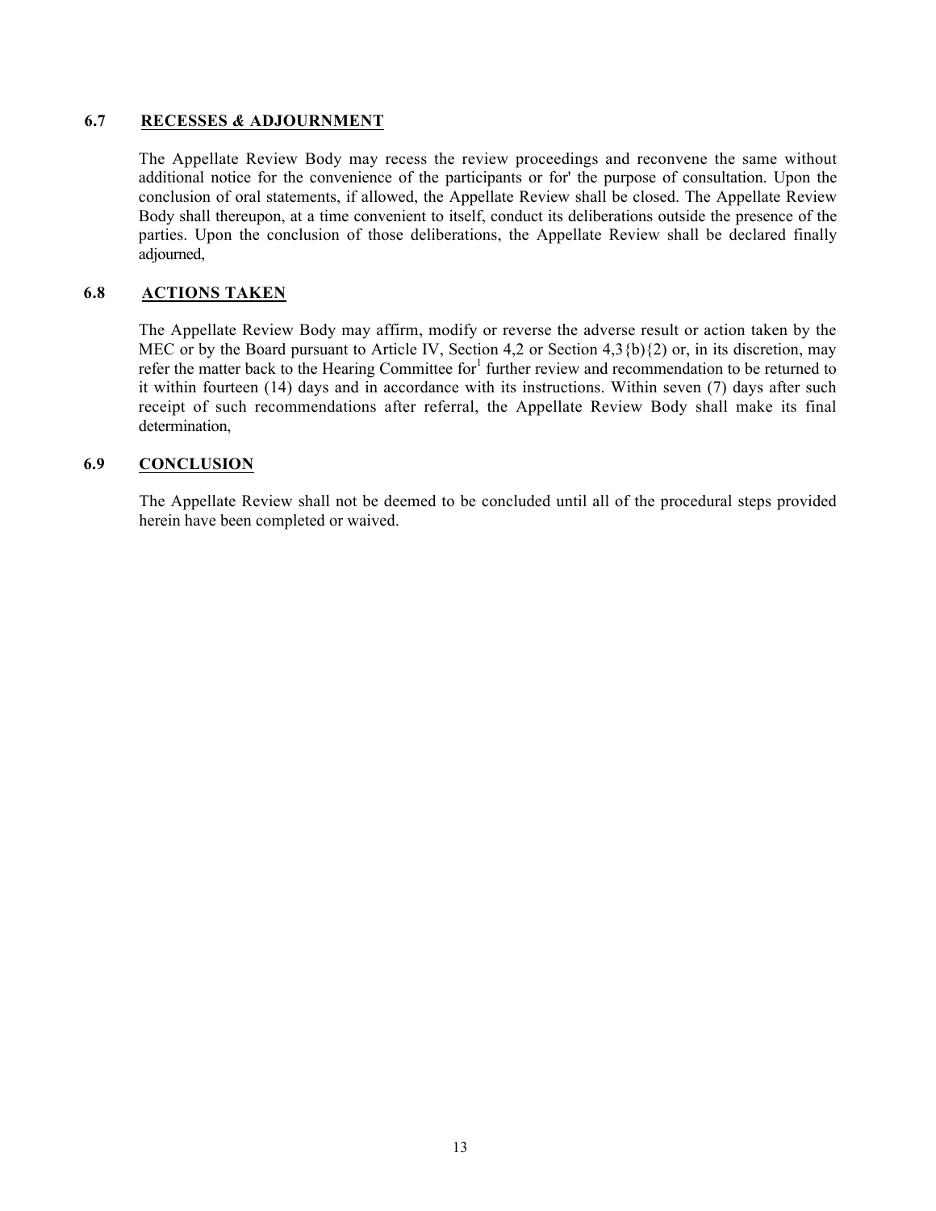### 6.7 RECESSES *&* ADJOURNMENT

The Appellate Review Body may recess the review proceedings and reconvene the same without additional notice for the convenience of the participants or for' the purpose of consultation. Upon the conclusion of oral statements, if allowed, the Appellate Review shall be closed. The Appellate Review Body shall thereupon, at a time convenient to itself, conduct its deliberations outside the presence of the parties. Upon the conclusion of those deliberations, the Appellate Review shall be declared finally adjourned,

### 6.8 ACTIONS TAKEN

The Appellate Review Body may affirm, modify or reverse the adverse result or action taken by the MEC or by the Board pursuant to Article IV, Section 4,2 or Section 4,3{b){2) or, in its discretion, may refer the matter back to the Hearing Committee for[1] further review and recommendation to be returned to it within fourteen (14) days and in accordance with its instructions. Within seven (7) days after such receipt of such recommendations after referral, the Appellate Review Body shall make its final determination,

### 6.9 CONCLUSION

The Appellate Review shall not be deemed to be concluded until all of the procedural steps provided herein have been completed or waived.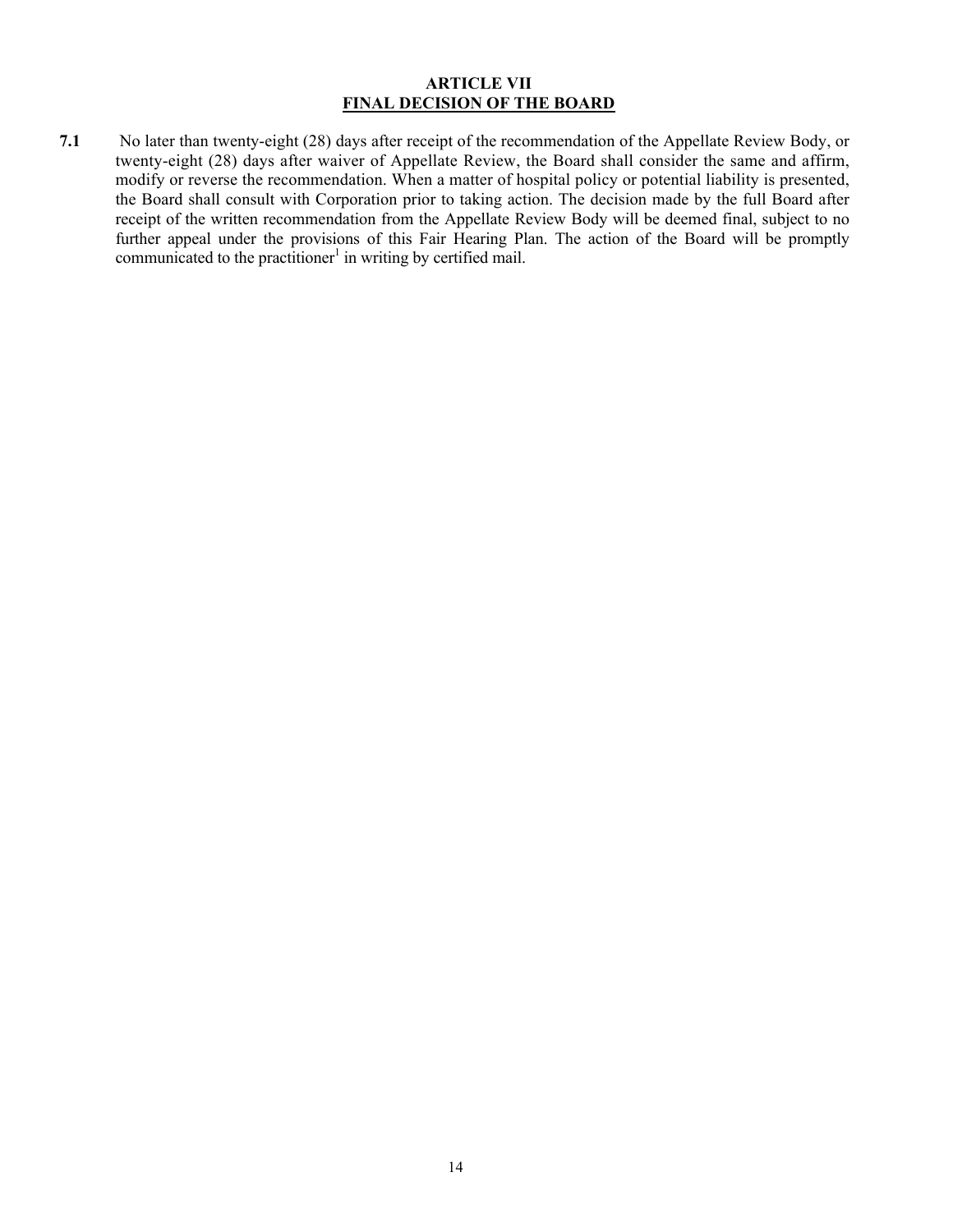## ARTICLE VII
## FINAL DECISION OF THE BOARD

**7.1** No later than twenty-eight (28) days after receipt of the recommendation of the Appellate Review Body, or twenty-eight (28) days after waiver of Appellate Review, the Board shall consider the same and affirm, modify or reverse the recommendation. When a matter of hospital policy or potential liability is presented, the Board shall consult with Corporation prior to taking action. The decision made by the full Board after receipt of the written recommendation from the Appellate Review Body will be deemed final, subject to no further appeal under the provisions of this Fair Hearing Plan. The action of the Board will be promptly communicated to the practitioner[1] in writing by certified mail.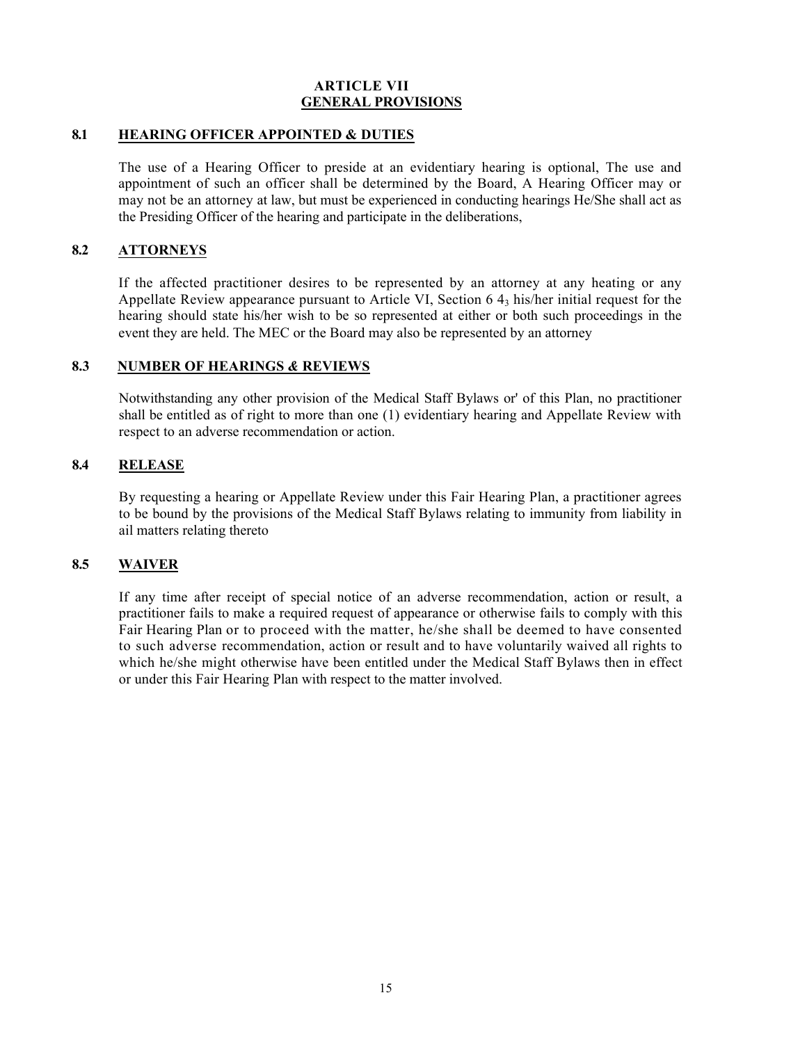# ARTICLE VII
# GENERAL PROVISIONS

## 8.1 HEARING OFFICER APPOINTED & DUTIES

The use of a Hearing Officer to preside at an evidentiary hearing is optional, The use and appointment of such an officer shall be determined by the Board, A Hearing Officer may or may not be an attorney at law, but must be experienced in conducting hearings He/She shall act as the Presiding Officer of the hearing and participate in the deliberations,

## 8.2 ATTORNEYS

If the affected practitioner desires to be represented by an attorney at any heating or any Appellate Review appearance pursuant to Article VI, Section 6 $4_3$ his/her initial request for the hearing should state his/her wish to be so represented at either or both such proceedings in the event they are held. The MEC or the Board may also be represented by an attorney

## 8.3 NUMBER OF HEARINGS & REVIEWS

Notwithstanding any other provision of the Medical Staff Bylaws or' of this Plan, no practitioner shall be entitled as of right to more than one (1) evidentiary hearing and Appellate Review with respect to an adverse recommendation or action.

## 8.4 RELEASE

By requesting a hearing or Appellate Review under this Fair Hearing Plan, a practitioner agrees to be bound by the provisions of the Medical Staff Bylaws relating to immunity from liability in ail matters relating thereto

## 8.5 WAIVER

If any time after receipt of special notice of an adverse recommendation, action or result, a practitioner fails to make a required request of appearance or otherwise fails to comply with this Fair Hearing Plan or to proceed with the matter, he/she shall be deemed to have consented to such adverse recommendation, action or result and to have voluntarily waived all rights to which he/she might otherwise have been entitled under the Medical Staff Bylaws then in effect or under this Fair Hearing Plan with respect to the matter involved.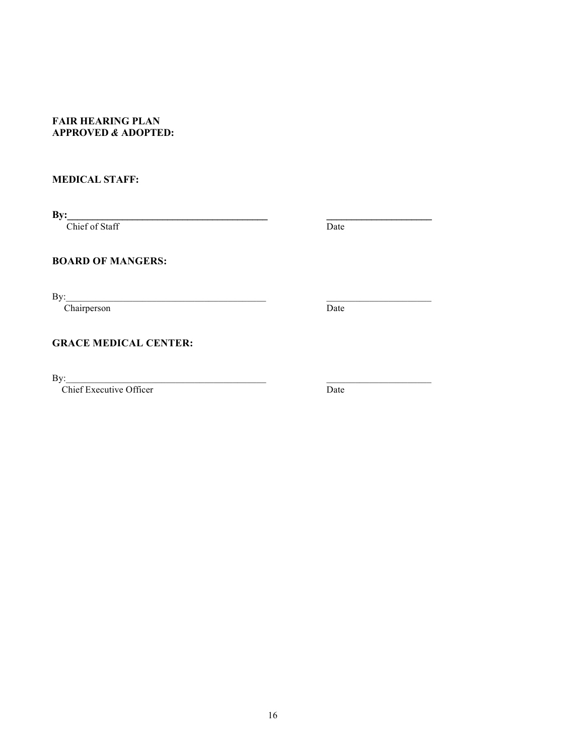**FAIR HEARING PLAN**
**APPROVED & ADOPTED:**

**MEDICAL STAFF:**

**By:\_\_\_\_\_\_\_\_\_\_\_\_\_\_\_\_\_\_\_\_\_\_\_\_\_\_\_\_\_\_\_\_\_\_\_\_\_\_\_\_\_** \_\_\_\_\_\_\_\_\_\_\_\_\_\_\_\_\_\_\_\_\_\_
Chief of Staff Date

**BOARD OF MANGERS:**

By:\_\_\_\_\_\_\_\_\_\_\_\_\_\_\_\_\_\_\_\_\_\_\_\_\_\_\_\_\_\_\_\_\_\_\_\_\_\_\_\_\_\_ \_\_\_\_\_\_\_\_\_\_\_\_\_\_\_\_\_\_\_\_\_\_
Chairperson Date

**GRACE MEDICAL CENTER:**

By:\_\_\_\_\_\_\_\_\_\_\_\_\_\_\_\_\_\_\_\_\_\_\_\_\_\_\_\_\_\_\_\_\_\_\_\_\_\_\_\_\_\_ \_\_\_\_\_\_\_\_\_\_\_\_\_\_\_\_\_\_\_\_\_\_
Chief Executive Officer Date